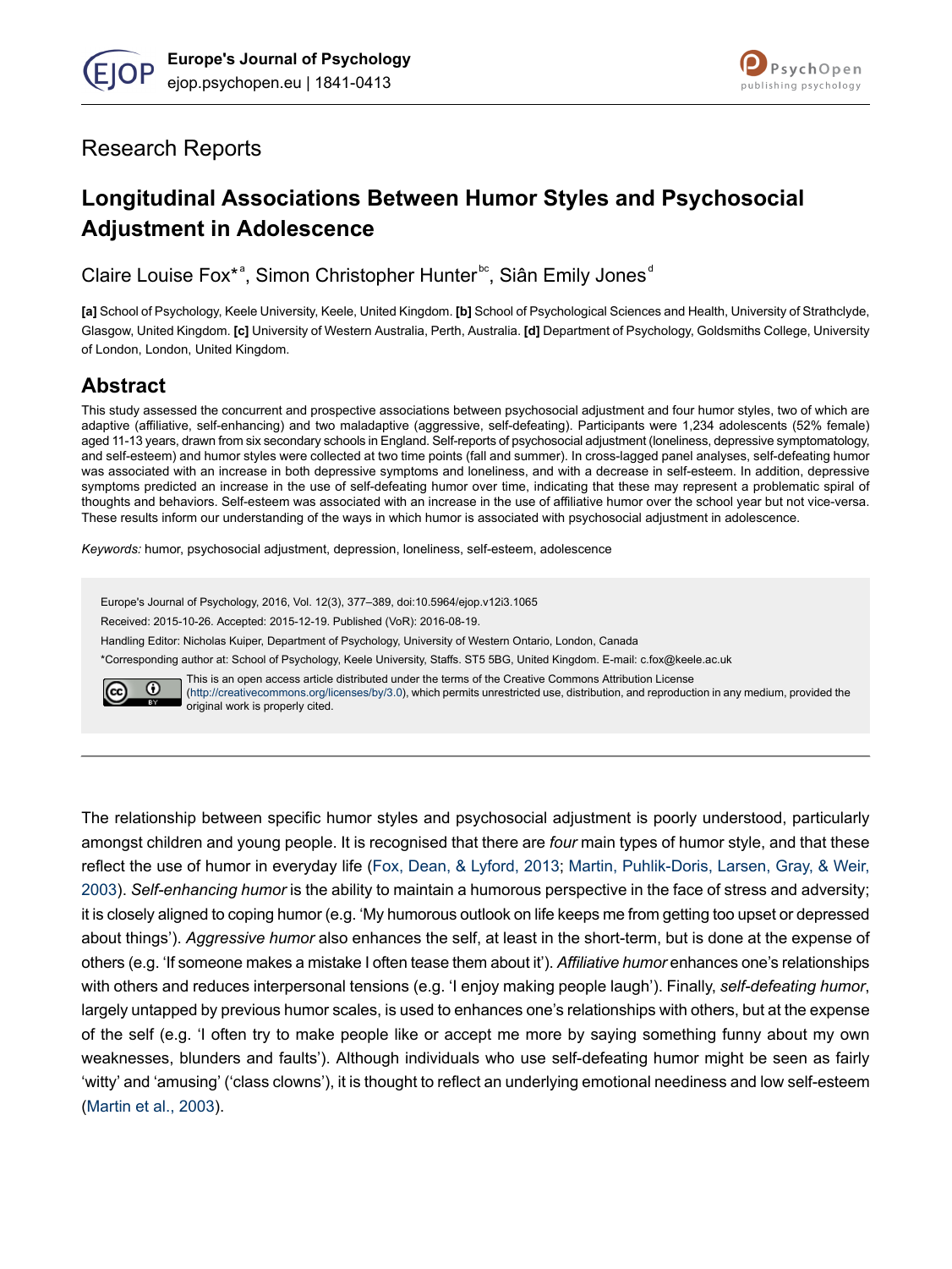Research Reports

# Longitudinal Associations Between Humor Styles and Psychosocial Adjustment in Adolescence

Claire Louise Fox*[a], Simon Christopher Hunter[bc], Siân Emily Jones[d]

**[a]** School of Psychology, Keele University, Keele, United Kingdom. **[b]** School of Psychological Sciences and Health, University of Strathclyde, Glasgow, United Kingdom. **[c]** University of Western Australia, Perth, Australia. **[d]** Department of Psychology, Goldsmiths College, University of London, London, United Kingdom.

## Abstract

This study assessed the concurrent and prospective associations between psychosocial adjustment and four humor styles, two of which are adaptive (affiliative, self-enhancing) and two maladaptive (aggressive, self-defeating). Participants were 1,234 adolescents (52% female) aged 11-13 years, drawn from six secondary schools in England. Self-reports of psychosocial adjustment (loneliness, depressive symptomatology, and self-esteem) and humor styles were collected at two time points (fall and summer). In cross-lagged panel analyses, self-defeating humor was associated with an increase in both depressive symptoms and loneliness, and with a decrease in self-esteem. In addition, depressive symptoms predicted an increase in the use of self-defeating humor over time, indicating that these may represent a problematic spiral of thoughts and behaviors. Self-esteem was associated with an increase in the use of affiliative humor over the school year but not vice-versa. These results inform our understanding of the ways in which humor is associated with psychosocial adjustment in adolescence.

*Keywords:* humor, psychosocial adjustment, depression, loneliness, self-esteem, adolescence

Europe's Journal of Psychology, 2016, Vol. 12(3), 377–389, doi:10.5964/ejop.v12i3.1065

Received: 2015-10-26. Accepted: 2015-12-19. Published (VoR): 2016-08-19.

Handling Editor: Nicholas Kuiper, Department of Psychology, University of Western Ontario, London, Canada

*Corresponding author at: School of Psychology, Keele University, Staffs. ST5 5BG, United Kingdom. E-mail: c.fox@keele.ac.uk

This is an open access article distributed under the terms of the Creative Commons Attribution License (http://creativecommons.org/licenses/by/3.0), which permits unrestricted use, distribution, and reproduction in any medium, provided the original work is properly cited.

---

The relationship between specific humor styles and psychosocial adjustment is poorly understood, particularly amongst children and young people. It is recognised that there are *four* main types of humor style, and that these reflect the use of humor in everyday life (Fox, Dean, & Lyford, 2013; Martin, Puhlik-Doris, Larsen, Gray, & Weir, 2003). *Self-enhancing humor* is the ability to maintain a humorous perspective in the face of stress and adversity; it is closely aligned to coping humor (e.g. 'My humorous outlook on life keeps me from getting too upset or depressed about things'). *Aggressive humor* also enhances the self, at least in the short-term, but is done at the expense of others (e.g. 'If someone makes a mistake I often tease them about it'). *Affiliative humor* enhances one's relationships with others and reduces interpersonal tensions (e.g. 'I enjoy making people laugh'). Finally, *self-defeating humor*, largely untapped by previous humor scales, is used to enhances one's relationships with others, but at the expense of the self (e.g. 'I often try to make people like or accept me more by saying something funny about my own weaknesses, blunders and faults'). Although individuals who use self-defeating humor might be seen as fairly 'witty' and 'amusing' ('class clowns'), it is thought to reflect an underlying emotional neediness and low self-esteem (Martin et al., 2003).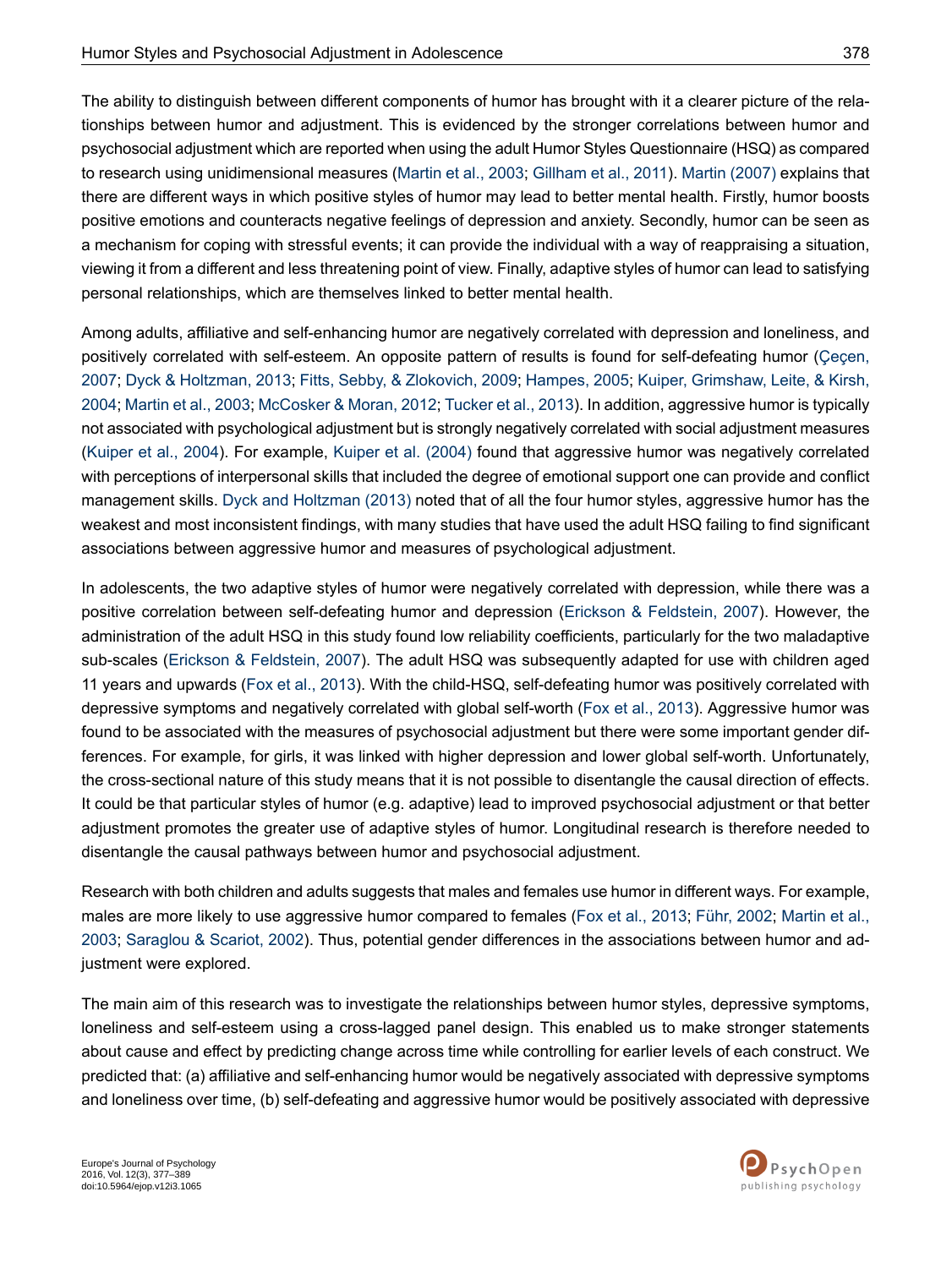The ability to distinguish between different components of humor has brought with it a clearer picture of the relationships between humor and adjustment. This is evidenced by the stronger correlations between humor and psychosocial adjustment which are reported when using the adult Humor Styles Questionnaire (HSQ) as compared to research using unidimensional measures (Martin et al., 2003; Gillham et al., 2011). Martin (2007) explains that there are different ways in which positive styles of humor may lead to better mental health. Firstly, humor boosts positive emotions and counteracts negative feelings of depression and anxiety. Secondly, humor can be seen as a mechanism for coping with stressful events; it can provide the individual with a way of reappraising a situation, viewing it from a different and less threatening point of view. Finally, adaptive styles of humor can lead to satisfying personal relationships, which are themselves linked to better mental health.

Among adults, affiliative and self-enhancing humor are negatively correlated with depression and loneliness, and positively correlated with self-esteem. An opposite pattern of results is found for self-defeating humor (Çeçen, 2007; Dyck & Holtzman, 2013; Fitts, Sebby, & Zlokovich, 2009; Hampes, 2005; Kuiper, Grimshaw, Leite, & Kirsh, 2004; Martin et al., 2003; McCosker & Moran, 2012; Tucker et al., 2013). In addition, aggressive humor is typically not associated with psychological adjustment but is strongly negatively correlated with social adjustment measures (Kuiper et al., 2004). For example, Kuiper et al. (2004) found that aggressive humor was negatively correlated with perceptions of interpersonal skills that included the degree of emotional support one can provide and conflict management skills. Dyck and Holtzman (2013) noted that of all the four humor styles, aggressive humor has the weakest and most inconsistent findings, with many studies that have used the adult HSQ failing to find significant associations between aggressive humor and measures of psychological adjustment.

In adolescents, the two adaptive styles of humor were negatively correlated with depression, while there was a positive correlation between self-defeating humor and depression (Erickson & Feldstein, 2007). However, the administration of the adult HSQ in this study found low reliability coefficients, particularly for the two maladaptive sub-scales (Erickson & Feldstein, 2007). The adult HSQ was subsequently adapted for use with children aged 11 years and upwards (Fox et al., 2013). With the child-HSQ, self-defeating humor was positively correlated with depressive symptoms and negatively correlated with global self-worth (Fox et al., 2013). Aggressive humor was found to be associated with the measures of psychosocial adjustment but there were some important gender differences. For example, for girls, it was linked with higher depression and lower global self-worth. Unfortunately, the cross-sectional nature of this study means that it is not possible to disentangle the causal direction of effects. It could be that particular styles of humor (e.g. adaptive) lead to improved psychosocial adjustment or that better adjustment promotes the greater use of adaptive styles of humor. Longitudinal research is therefore needed to disentangle the causal pathways between humor and psychosocial adjustment.

Research with both children and adults suggests that males and females use humor in different ways. For example, males are more likely to use aggressive humor compared to females (Fox et al., 2013; Führ, 2002; Martin et al., 2003; Saraglou & Scariot, 2002). Thus, potential gender differences in the associations between humor and adjustment were explored.

The main aim of this research was to investigate the relationships between humor styles, depressive symptoms, loneliness and self-esteem using a cross-lagged panel design. This enabled us to make stronger statements about cause and effect by predicting change across time while controlling for earlier levels of each construct. We predicted that: (a) affiliative and self-enhancing humor would be negatively associated with depressive symptoms and loneliness over time, (b) self-defeating and aggressive humor would be positively associated with depressive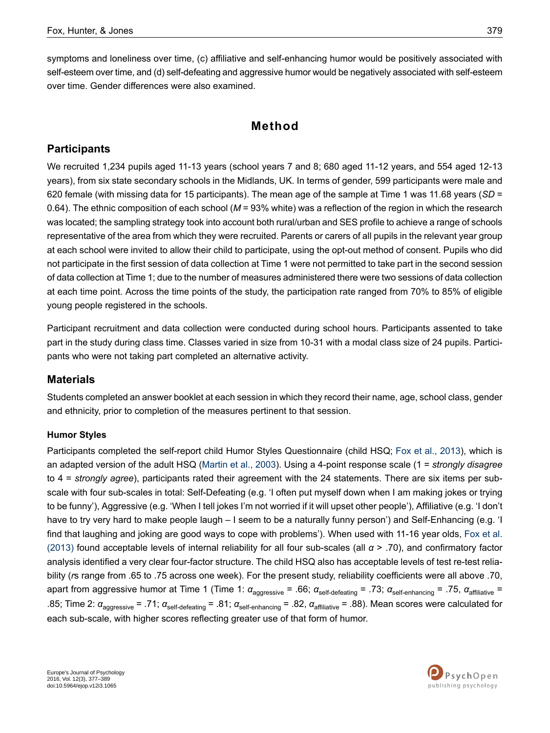symptoms and loneliness over time, (c) affiliative and self-enhancing humor would be positively associated with self-esteem over time, and (d) self-defeating and aggressive humor would be negatively associated with self-esteem over time. Gender differences were also examined.

# Method

## Participants

We recruited 1,234 pupils aged 11-13 years (school years 7 and 8; 680 aged 11-12 years, and 554 aged 12-13 years), from six state secondary schools in the Midlands, UK. In terms of gender, 599 participants were male and 620 female (with missing data for 15 participants). The mean age of the sample at Time 1 was 11.68 years (*SD* = 0.64). The ethnic composition of each school (*M* = 93% white) was a reflection of the region in which the research was located; the sampling strategy took into account both rural/urban and SES profile to achieve a range of schools representative of the area from which they were recruited. Parents or carers of all pupils in the relevant year group at each school were invited to allow their child to participate, using the opt-out method of consent. Pupils who did not participate in the first session of data collection at Time 1 were not permitted to take part in the second session of data collection at Time 1; due to the number of measures administered there were two sessions of data collection at each time point. Across the time points of the study, the participation rate ranged from 70% to 85% of eligible young people registered in the schools.

Participant recruitment and data collection were conducted during school hours. Participants assented to take part in the study during class time. Classes varied in size from 10-31 with a modal class size of 24 pupils. Participants who were not taking part completed an alternative activity.

## Materials

Students completed an answer booklet at each session in which they record their name, age, school class, gender and ethnicity, prior to completion of the measures pertinent to that session.

### Humor Styles

Participants completed the self-report child Humor Styles Questionnaire (child HSQ; Fox et al., 2013), which is an adapted version of the adult HSQ (Martin et al., 2003). Using a 4-point response scale (1 = *strongly disagree* to 4 = *strongly agree*), participants rated their agreement with the 24 statements. There are six items per sub-scale with four sub-scales in total: Self-Defeating (e.g. 'I often put myself down when I am making jokes or trying to be funny'), Aggressive (e.g. 'When I tell jokes I'm not worried if it will upset other people'), Affiliative (e.g. 'I don't have to try very hard to make people laugh – I seem to be a naturally funny person') and Self-Enhancing (e.g. 'I find that laughing and joking are good ways to cope with problems'). When used with 11-16 year olds, Fox et al. (2013) found acceptable levels of internal reliability for all four sub-scales (all $\alpha$ > .70), and confirmatory factor analysis identified a very clear four-factor structure. The child HSQ also has acceptable levels of test re-test reliability (*r*s range from .65 to .75 across one week). For the present study, reliability coefficients were all above .70, apart from aggressive humor at Time 1 (Time 1: $\alpha_{\text{aggressive}}$ = .66; $\alpha_{\text{self-defeating}}$ = .73; $\alpha_{\text{self-enhancing}}$ = .75, $\alpha_{\text{affiliative}}$ = .85; Time 2: $\alpha_{\text{aggressive}}$ = .71; $\alpha_{\text{self-defeating}}$ = .81; $\alpha_{\text{self-enhancing}}$ = .82, $\alpha_{\text{affiliative}}$ = .88). Mean scores were calculated for each sub-scale, with higher scores reflecting greater use of that form of humor.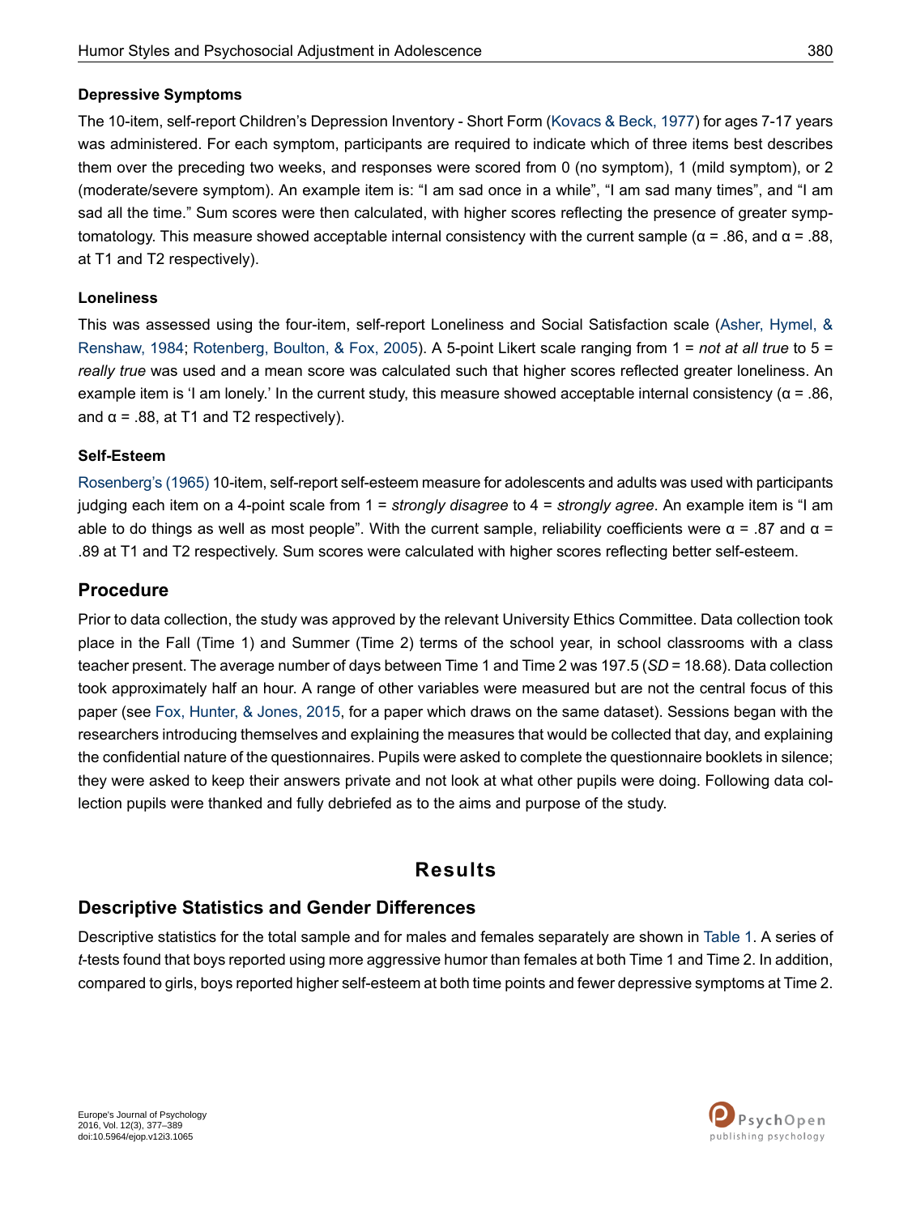### Depressive Symptoms

The 10-item, self-report Children's Depression Inventory - Short Form (Kovacs & Beck, 1977) for ages 7-17 years was administered. For each symptom, participants are required to indicate which of three items best describes them over the preceding two weeks, and responses were scored from 0 (no symptom), 1 (mild symptom), or 2 (moderate/severe symptom). An example item is: "I am sad once in a while", "I am sad many times", and "I am sad all the time." Sum scores were then calculated, with higher scores reflecting the presence of greater symptomatology. This measure showed acceptable internal consistency with the current sample ($\alpha$ = .86, and $\alpha$ = .88, at T1 and T2 respectively).

### Loneliness

This was assessed using the four-item, self-report Loneliness and Social Satisfaction scale (Asher, Hymel, & Renshaw, 1984; Rotenberg, Boulton, & Fox, 2005). A 5-point Likert scale ranging from 1 = *not at all true* to 5 = *really true* was used and a mean score was calculated such that higher scores reflected greater loneliness. An example item is 'I am lonely.' In the current study, this measure showed acceptable internal consistency ($\alpha$ = .86, and $\alpha$ = .88, at T1 and T2 respectively).

### Self-Esteem

Rosenberg's (1965) 10-item, self-report self-esteem measure for adolescents and adults was used with participants judging each item on a 4-point scale from 1 = *strongly disagree* to 4 = *strongly agree*. An example item is "I am able to do things as well as most people". With the current sample, reliability coefficients were $\alpha$ = .87 and $\alpha$ = .89 at T1 and T2 respectively. Sum scores were calculated with higher scores reflecting better self-esteem.

## Procedure

Prior to data collection, the study was approved by the relevant University Ethics Committee. Data collection took place in the Fall (Time 1) and Summer (Time 2) terms of the school year, in school classrooms with a class teacher present. The average number of days between Time 1 and Time 2 was 197.5 (*SD* = 18.68). Data collection took approximately half an hour. A range of other variables were measured but are not the central focus of this paper (see Fox, Hunter, & Jones, 2015, for a paper which draws on the same dataset). Sessions began with the researchers introducing themselves and explaining the measures that would be collected that day, and explaining the confidential nature of the questionnaires. Pupils were asked to complete the questionnaire booklets in silence; they were asked to keep their answers private and not look at what other pupils were doing. Following data collection pupils were thanked and fully debriefed as to the aims and purpose of the study.

# Results

## Descriptive Statistics and Gender Differences

Descriptive statistics for the total sample and for males and females separately are shown in Table 1. A series of *t*-tests found that boys reported using more aggressive humor than females at both Time 1 and Time 2. In addition, compared to girls, boys reported higher self-esteem at both time points and fewer depressive symptoms at Time 2.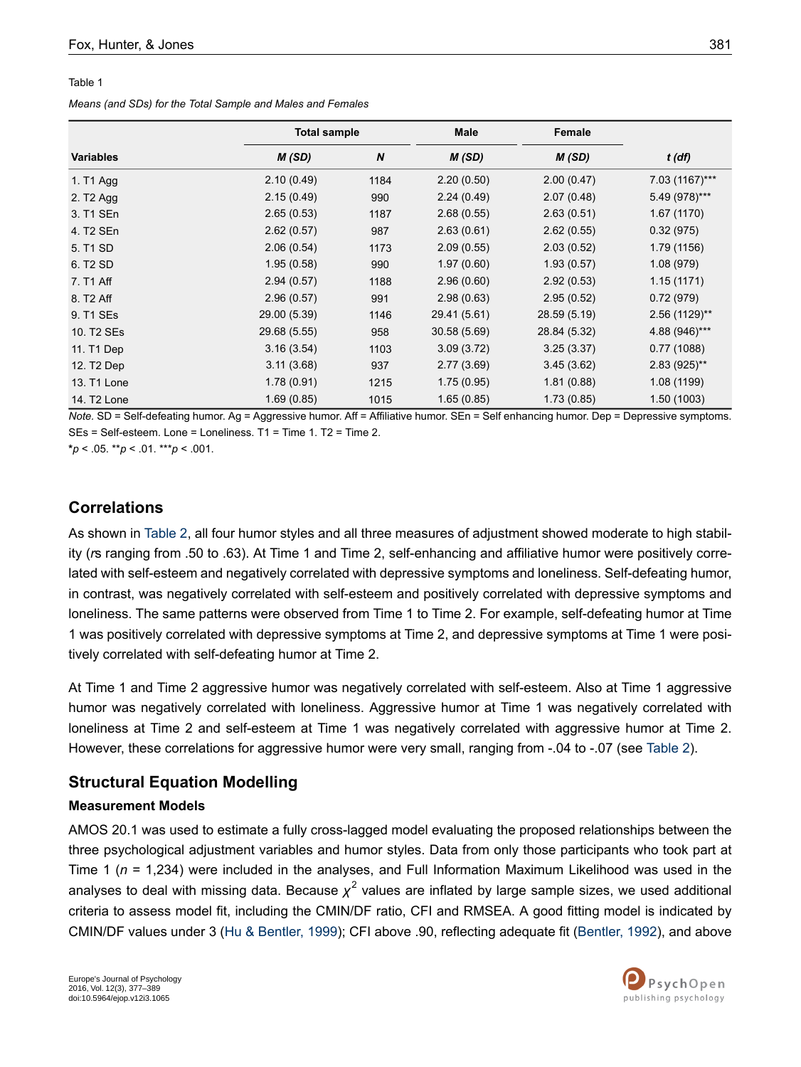Table 1

*Means (and SDs) for the Total Sample and Males and Females*

| Variables | Total sample | | Male | Female | |
|---|---|---|---|---|---|
| | ***M (SD)*** | ***N*** | ***M (SD)*** | ***M (SD)*** | ***t (df)*** |
| 1. T1 Agg | 2.10 (0.49) | 1184 | 2.20 (0.50) | 2.00 (0.47) | 7.03 (1167)*** |
| 2. T2 Agg | 2.15 (0.49) | 990 | 2.24 (0.49) | 2.07 (0.48) | 5.49 (978)*** |
| 3. T1 SEn | 2.65 (0.53) | 1187 | 2.68 (0.55) | 2.63 (0.51) | 1.67 (1170) |
| 4. T2 SEn | 2.62 (0.57) | 987 | 2.63 (0.61) | 2.62 (0.55) | 0.32 (975) |
| 5. T1 SD | 2.06 (0.54) | 1173 | 2.09 (0.55) | 2.03 (0.52) | 1.79 (1156) |
| 6. T2 SD | 1.95 (0.58) | 990 | 1.97 (0.60) | 1.93 (0.57) | 1.08 (979) |
| 7. T1 Aff | 2.94 (0.57) | 1188 | 2.96 (0.60) | 2.92 (0.53) | 1.15 (1171) |
| 8. T2 Aff | 2.96 (0.57) | 991 | 2.98 (0.63) | 2.95 (0.52) | 0.72 (979) |
| 9. T1 SEs | 29.00 (5.39) | 1146 | 29.41 (5.61) | 28.59 (5.19) | 2.56 (1129)** |
| 10. T2 SEs | 29.68 (5.55) | 958 | 30.58 (5.69) | 28.84 (5.32) | 4.88 (946)*** |
| 11. T1 Dep | 3.16 (3.54) | 1103 | 3.09 (3.72) | 3.25 (3.37) | 0.77 (1088) |
| 12. T2 Dep | 3.11 (3.68) | 937 | 2.77 (3.69) | 3.45 (3.62) | 2.83 (925)** |
| 13. T1 Lone | 1.78 (0.91) | 1215 | 1.75 (0.95) | 1.81 (0.88) | 1.08 (1199) |
| 14. T2 Lone | 1.69 (0.85) | 1015 | 1.65 (0.85) | 1.73 (0.85) | 1.50 (1003) |

*Note*. SD = Self-defeating humor. Ag = Aggressive humor. Aff = Affiliative humor. SEn = Self enhancing humor. Dep = Depressive symptoms. SEs = Self-esteem. Lone = Loneliness. T1 = Time 1. T2 = Time 2.

*$p < .05$. **$p < .01$. ***$p < .001$.

## Correlations

As shown in Table 2, all four humor styles and all three measures of adjustment showed moderate to high stability (*r*s ranging from .50 to .63). At Time 1 and Time 2, self-enhancing and affiliative humor were positively correlated with self-esteem and negatively correlated with depressive symptoms and loneliness. Self-defeating humor, in contrast, was negatively correlated with self-esteem and positively correlated with depressive symptoms and loneliness. The same patterns were observed from Time 1 to Time 2. For example, self-defeating humor at Time 1 was positively correlated with depressive symptoms at Time 2, and depressive symptoms at Time 1 were positively correlated with self-defeating humor at Time 2.

At Time 1 and Time 2 aggressive humor was negatively correlated with self-esteem. Also at Time 1 aggressive humor was negatively correlated with loneliness. Aggressive humor at Time 1 was negatively correlated with loneliness at Time 2 and self-esteem at Time 1 was negatively correlated with aggressive humor at Time 2. However, these correlations for aggressive humor were very small, ranging from -.04 to -.07 (see Table 2).

## Structural Equation Modelling

### Measurement Models

AMOS 20.1 was used to estimate a fully cross-lagged model evaluating the proposed relationships between the three psychological adjustment variables and humor styles. Data from only those participants who took part at Time 1 ($n$ = 1,234) were included in the analyses, and Full Information Maximum Likelihood was used in the analyses to deal with missing data. Because $\chi^2$ values are inflated by large sample sizes, we used additional criteria to assess model fit, including the CMIN/DF ratio, CFI and RMSEA. A good fitting model is indicated by CMIN/DF values under 3 (Hu & Bentler, 1999); CFI above .90, reflecting adequate fit (Bentler, 1992), and above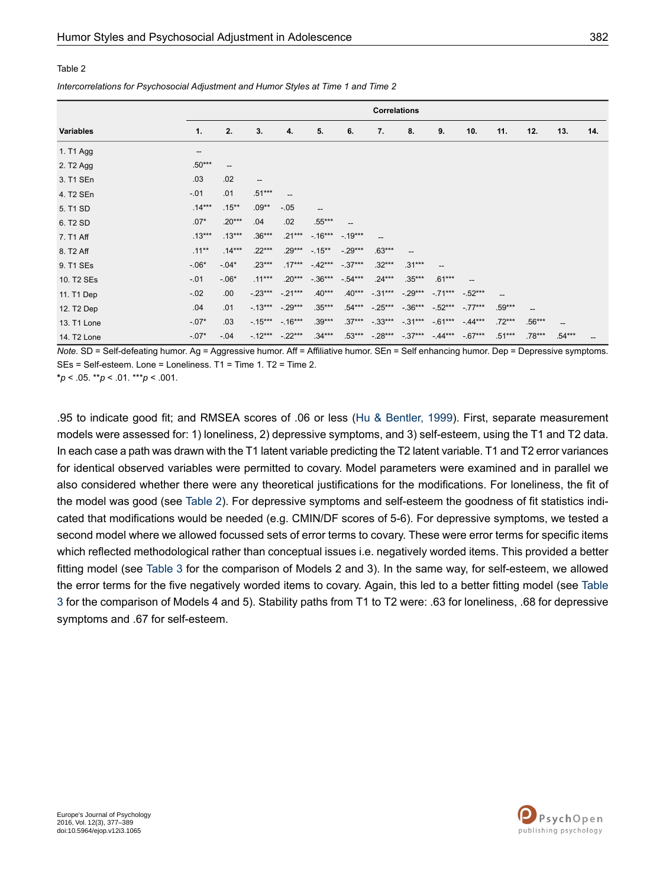Table 2

*Intercorrelations for Psychosocial Adjustment and Humor Styles at Time 1 and Time 2*

| | Correlations | | | | | | | | | | | | | |
|---|---|---|---|---|---|---|---|---|---|---|---|---|---|---|
| **Variables** | **1.** | **2.** | **3.** | **4.** | **5.** | **6.** | **7.** | **8.** | **9.** | **10.** | **11.** | **12.** | **13.** | **14.** |
| 1. T1 Agg | -- | | | | | | | | | | | | | |
| 2. T2 Agg | .50*** | -- | | | | | | | | | | | | |
| 3. T1 SEn | .03 | .02 | -- | | | | | | | | | | | |
| 4. T2 SEn | -.01 | .01 | .51*** | -- | | | | | | | | | | |
| 5. T1 SD | .14*** | .15** | .09** | -.05 | -- | | | | | | | | | |
| 6. T2 SD | .07* | .20*** | .04 | .02 | .55*** | -- | | | | | | | | |
| 7. T1 Aff | .13*** | .13*** | .36*** | .21*** | -.16*** | -.19*** | -- | | | | | | | |
| 8. T2 Aff | .11** | .14*** | .22*** | .29*** | -.15** | -.29*** | .63*** | -- | | | | | | |
| 9. T1 SEs | -.06* | -.04* | .23*** | .17*** | -.42*** | -.37*** | .32*** | .31*** | -- | | | | | |
| 10. T2 SEs | -.01 | -.06* | .11*** | .20*** | -.36*** | -.54*** | .24*** | .35*** | .61*** | -- | | | | |
| 11. T1 Dep | -.02 | .00 | -.23*** | -.21*** | .40*** | .40*** | -.31*** | -.29*** | -.71*** | -.52*** | -- | | | |
| 12. T2 Dep | .04 | .01 | -.13*** | -.29*** | .35*** | .54*** | -.25*** | -.36*** | -.52*** | -.77*** | .59*** | -- | | |
| 13. T1 Lone | -.07* | .03 | -.15*** | -.16*** | .39*** | .37*** | -.33*** | -.31*** | -.61*** | -.44*** | .72*** | .56*** | -- | |
| 14. T2 Lone | -.07* | -.04 | -.12*** | -.22*** | .34*** | .53*** | -.28*** | -.37*** | -.44*** | -.67*** | .51*** | .78*** | .54*** | -- |

*Note.* SD = Self-defeating humor. Ag = Aggressive humor. Aff = Affiliative humor. SEn = Self enhancing humor. Dep = Depressive symptoms. SEs = Self-esteem. Lone = Loneliness. T1 = Time 1. T2 = Time 2.
\**p* < .05. \*\**p* < .01. \*\*\**p* < .001.

.95 to indicate good fit; and RMSEA scores of .06 or less (Hu & Bentler, 1999). First, separate measurement models were assessed for: 1) loneliness, 2) depressive symptoms, and 3) self-esteem, using the T1 and T2 data. In each case a path was drawn with the T1 latent variable predicting the T2 latent variable. T1 and T2 error variances for identical observed variables were permitted to covary. Model parameters were examined and in parallel we also considered whether there were any theoretical justifications for the modifications. For loneliness, the fit of the model was good (see Table 2). For depressive symptoms and self-esteem the goodness of fit statistics indicated that modifications would be needed (e.g. CMIN/DF scores of 5-6). For depressive symptoms, we tested a second model where we allowed focussed sets of error terms to covary. These were error terms for specific items which reflected methodological rather than conceptual issues i.e. negatively worded items. This provided a better fitting model (see Table 3 for the comparison of Models 2 and 3). In the same way, for self-esteem, we allowed the error terms for the five negatively worded items to covary. Again, this led to a better fitting model (see Table 3 for the comparison of Models 4 and 5). Stability paths from T1 to T2 were: .63 for loneliness, .68 for depressive symptoms and .67 for self-esteem.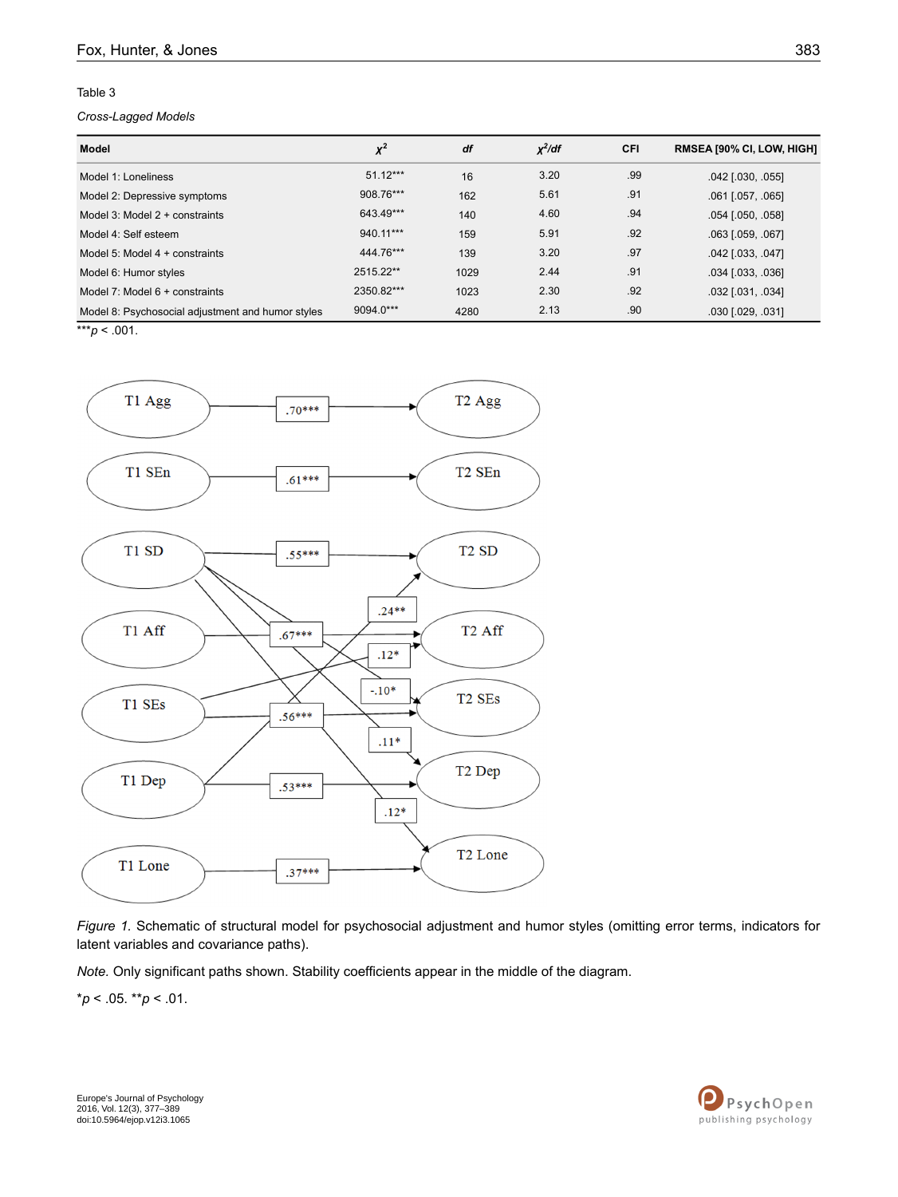Table 3

*Cross-Lagged Models*

| Model | $\chi^2$ | *df* | $\chi^2/df$ | CFI | RMSEA [90% CI, LOW, HIGH] |
|---|---|---|---|---|---|
| Model 1: Loneliness | 51.12*** | 16 | 3.20 | .99 | .042 [.030, .055] |
| Model 2: Depressive symptoms | 908.76*** | 162 | 5.61 | .91 | .061 [.057, .065] |
| Model 3: Model 2 + constraints | 643.49*** | 140 | 4.60 | .94 | .054 [.050, .058] |
| Model 4: Self esteem | 940.11*** | 159 | 5.91 | .92 | .063 [.059, .067] |
| Model 5: Model 4 + constraints | 444.76*** | 139 | 3.20 | .97 | .042 [.033, .047] |
| Model 6: Humor styles | 2515.22** | 1029 | 2.44 | .91 | .034 [.033, .036] |
| Model 7: Model 6 + constraints | 2350.82*** | 1023 | 2.30 | .92 | .032 [.031, .034] |
| Model 8: Psychosocial adjustment and humor styles | 9094.0*** | 4280 | 2.13 | .90 | .030 [.029, .031] |

***$p < .001$.

*Figure 1.* Schematic of structural model for psychosocial adjustment and humor styles (omitting error terms, indicators for latent variables and covariance paths).

*Note.* Only significant paths shown. Stability coefficients appear in the middle of the diagram.

*$p < .05$. **$p < .01$.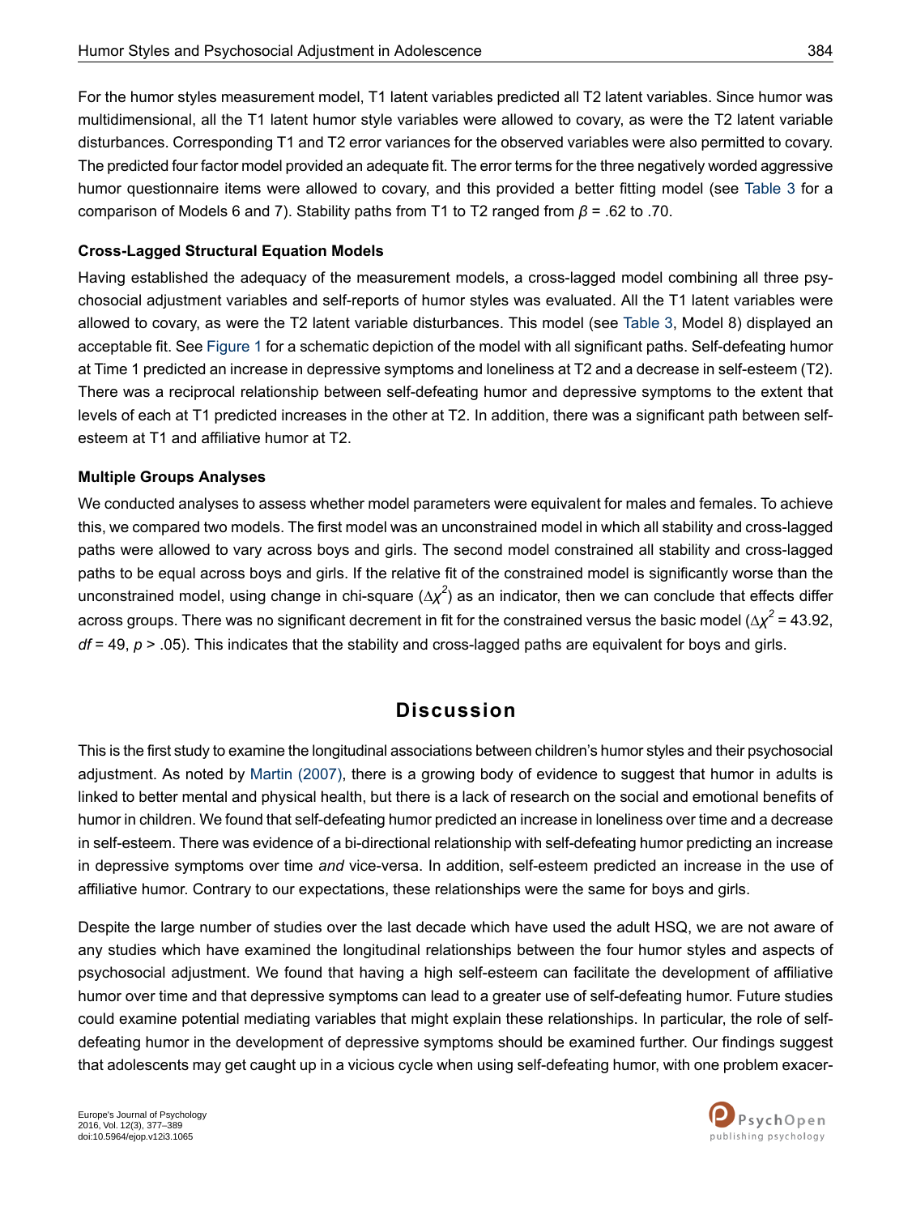For the humor styles measurement model, T1 latent variables predicted all T2 latent variables. Since humor was multidimensional, all the T1 latent humor style variables were allowed to covary, as were the T2 latent variable disturbances. Corresponding T1 and T2 error variances for the observed variables were also permitted to covary. The predicted four factor model provided an adequate fit. The error terms for the three negatively worded aggressive humor questionnaire items were allowed to covary, and this provided a better fitting model (see Table 3 for a comparison of Models 6 and 7). Stability paths from T1 to T2 ranged from $\beta$ = .62 to .70.

### Cross-Lagged Structural Equation Models

Having established the adequacy of the measurement models, a cross-lagged model combining all three psychosocial adjustment variables and self-reports of humor styles was evaluated. All the T1 latent variables were allowed to covary, as were the T2 latent variable disturbances. This model (see Table 3, Model 8) displayed an acceptable fit. See Figure 1 for a schematic depiction of the model with all significant paths. Self-defeating humor at Time 1 predicted an increase in depressive symptoms and loneliness at T2 and a decrease in self-esteem (T2). There was a reciprocal relationship between self-defeating humor and depressive symptoms to the extent that levels of each at T1 predicted increases in the other at T2. In addition, there was a significant path between self-esteem at T1 and affiliative humor at T2.

### Multiple Groups Analyses

We conducted analyses to assess whether model parameters were equivalent for males and females. To achieve this, we compared two models. The first model was an unconstrained model in which all stability and cross-lagged paths were allowed to vary across boys and girls. The second model constrained all stability and cross-lagged paths to be equal across boys and girls. If the relative fit of the constrained model is significantly worse than the unconstrained model, using change in chi-square ($\Delta\chi^2$) as an indicator, then we can conclude that effects differ across groups. There was no significant decrement in fit for the constrained versus the basic model ($\Delta\chi^2$ = 43.92, *df* = 49, *p* > .05). This indicates that the stability and cross-lagged paths are equivalent for boys and girls.

## Discussion

This is the first study to examine the longitudinal associations between children's humor styles and their psychosocial adjustment. As noted by Martin (2007), there is a growing body of evidence to suggest that humor in adults is linked to better mental and physical health, but there is a lack of research on the social and emotional benefits of humor in children. We found that self-defeating humor predicted an increase in loneliness over time and a decrease in self-esteem. There was evidence of a bi-directional relationship with self-defeating humor predicting an increase in depressive symptoms over time *and* vice-versa. In addition, self-esteem predicted an increase in the use of affiliative humor. Contrary to our expectations, these relationships were the same for boys and girls.

Despite the large number of studies over the last decade which have used the adult HSQ, we are not aware of any studies which have examined the longitudinal relationships between the four humor styles and aspects of psychosocial adjustment. We found that having a high self-esteem can facilitate the development of affiliative humor over time and that depressive symptoms can lead to a greater use of self-defeating humor. Future studies could examine potential mediating variables that might explain these relationships. In particular, the role of self-defeating humor in the development of depressive symptoms should be examined further. Our findings suggest that adolescents may get caught up in a vicious cycle when using self-defeating humor, with one problem exacer-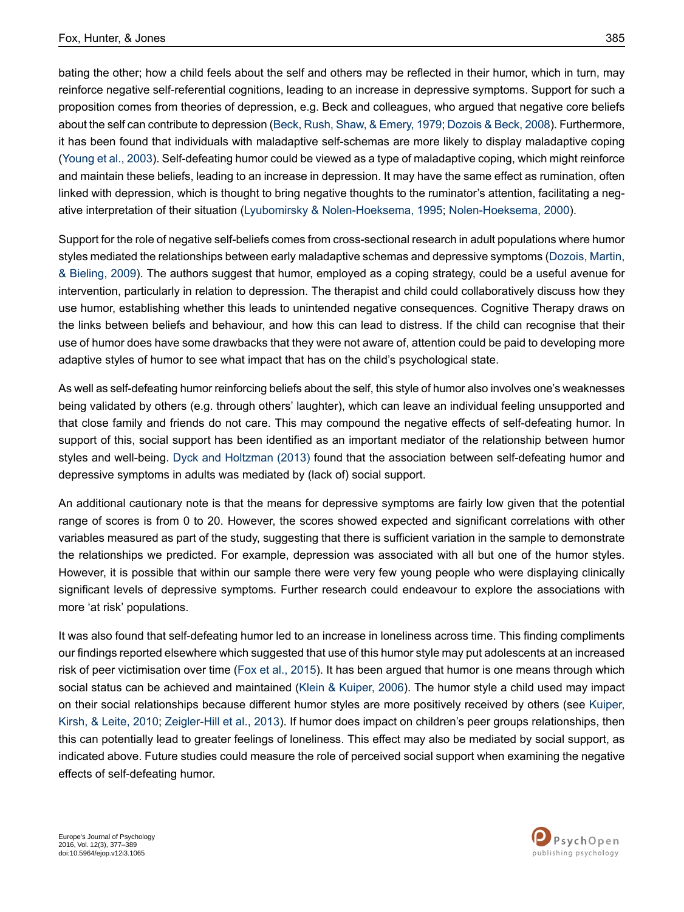bating the other; how a child feels about the self and others may be reflected in their humor, which in turn, may reinforce negative self-referential cognitions, leading to an increase in depressive symptoms. Support for such a proposition comes from theories of depression, e.g. Beck and colleagues, who argued that negative core beliefs about the self can contribute to depression (Beck, Rush, Shaw, & Emery, 1979; Dozois & Beck, 2008). Furthermore, it has been found that individuals with maladaptive self-schemas are more likely to display maladaptive coping (Young et al., 2003). Self-defeating humor could be viewed as a type of maladaptive coping, which might reinforce and maintain these beliefs, leading to an increase in depression. It may have the same effect as rumination, often linked with depression, which is thought to bring negative thoughts to the ruminator's attention, facilitating a negative interpretation of their situation (Lyubomirsky & Nolen-Hoeksema, 1995; Nolen-Hoeksema, 2000).

Support for the role of negative self-beliefs comes from cross-sectional research in adult populations where humor styles mediated the relationships between early maladaptive schemas and depressive symptoms (Dozois, Martin, & Bieling, 2009). The authors suggest that humor, employed as a coping strategy, could be a useful avenue for intervention, particularly in relation to depression. The therapist and child could collaboratively discuss how they use humor, establishing whether this leads to unintended negative consequences. Cognitive Therapy draws on the links between beliefs and behaviour, and how this can lead to distress. If the child can recognise that their use of humor does have some drawbacks that they were not aware of, attention could be paid to developing more adaptive styles of humor to see what impact that has on the child's psychological state.

As well as self-defeating humor reinforcing beliefs about the self, this style of humor also involves one's weaknesses being validated by others (e.g. through others' laughter), which can leave an individual feeling unsupported and that close family and friends do not care. This may compound the negative effects of self-defeating humor. In support of this, social support has been identified as an important mediator of the relationship between humor styles and well-being. Dyck and Holtzman (2013) found that the association between self-defeating humor and depressive symptoms in adults was mediated by (lack of) social support.

An additional cautionary note is that the means for depressive symptoms are fairly low given that the potential range of scores is from 0 to 20. However, the scores showed expected and significant correlations with other variables measured as part of the study, suggesting that there is sufficient variation in the sample to demonstrate the relationships we predicted. For example, depression was associated with all but one of the humor styles. However, it is possible that within our sample there were very few young people who were displaying clinically significant levels of depressive symptoms. Further research could endeavour to explore the associations with more 'at risk' populations.

It was also found that self-defeating humor led to an increase in loneliness across time. This finding compliments our findings reported elsewhere which suggested that use of this humor style may put adolescents at an increased risk of peer victimisation over time (Fox et al., 2015). It has been argued that humor is one means through which social status can be achieved and maintained (Klein & Kuiper, 2006). The humor style a child used may impact on their social relationships because different humor styles are more positively received by others (see Kuiper, Kirsh, & Leite, 2010; Zeigler-Hill et al., 2013). If humor does impact on children's peer groups relationships, then this can potentially lead to greater feelings of loneliness. This effect may also be mediated by social support, as indicated above. Future studies could measure the role of perceived social support when examining the negative effects of self-defeating humor.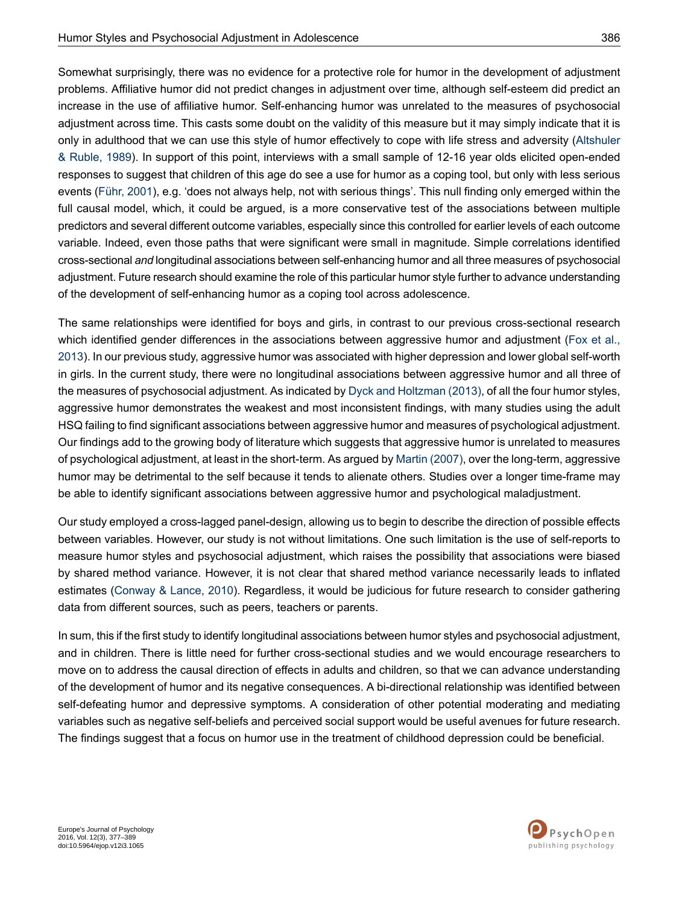Somewhat surprisingly, there was no evidence for a protective role for humor in the development of adjustment problems. Affiliative humor did not predict changes in adjustment over time, although self-esteem did predict an increase in the use of affiliative humor. Self-enhancing humor was unrelated to the measures of psychosocial adjustment across time. This casts some doubt on the validity of this measure but it may simply indicate that it is only in adulthood that we can use this style of humor effectively to cope with life stress and adversity (Altshuler & Ruble, 1989). In support of this point, interviews with a small sample of 12-16 year olds elicited open-ended responses to suggest that children of this age do see a use for humor as a coping tool, but only with less serious events (Führ, 2001), e.g. 'does not always help, not with serious things'. This null finding only emerged within the full causal model, which, it could be argued, is a more conservative test of the associations between multiple predictors and several different outcome variables, especially since this controlled for earlier levels of each outcome variable. Indeed, even those paths that were significant were small in magnitude. Simple correlations identified cross-sectional *and* longitudinal associations between self-enhancing humor and all three measures of psychosocial adjustment. Future research should examine the role of this particular humor style further to advance understanding of the development of self-enhancing humor as a coping tool across adolescence.

The same relationships were identified for boys and girls, in contrast to our previous cross-sectional research which identified gender differences in the associations between aggressive humor and adjustment (Fox et al., 2013). In our previous study, aggressive humor was associated with higher depression and lower global self-worth in girls. In the current study, there were no longitudinal associations between aggressive humor and all three of the measures of psychosocial adjustment. As indicated by Dyck and Holtzman (2013), of all the four humor styles, aggressive humor demonstrates the weakest and most inconsistent findings, with many studies using the adult HSQ failing to find significant associations between aggressive humor and measures of psychological adjustment. Our findings add to the growing body of literature which suggests that aggressive humor is unrelated to measures of psychological adjustment, at least in the short-term. As argued by Martin (2007), over the long-term, aggressive humor may be detrimental to the self because it tends to alienate others. Studies over a longer time-frame may be able to identify significant associations between aggressive humor and psychological maladjustment.

Our study employed a cross-lagged panel-design, allowing us to begin to describe the direction of possible effects between variables. However, our study is not without limitations. One such limitation is the use of self-reports to measure humor styles and psychosocial adjustment, which raises the possibility that associations were biased by shared method variance. However, it is not clear that shared method variance necessarily leads to inflated estimates (Conway & Lance, 2010). Regardless, it would be judicious for future research to consider gathering data from different sources, such as peers, teachers or parents.

In sum, this if the first study to identify longitudinal associations between humor styles and psychosocial adjustment, and in children. There is little need for further cross-sectional studies and we would encourage researchers to move on to address the causal direction of effects in adults and children, so that we can advance understanding of the development of humor and its negative consequences. A bi-directional relationship was identified between self-defeating humor and depressive symptoms. A consideration of other potential moderating and mediating variables such as negative self-beliefs and perceived social support would be useful avenues for future research. The findings suggest that a focus on humor use in the treatment of childhood depression could be beneficial.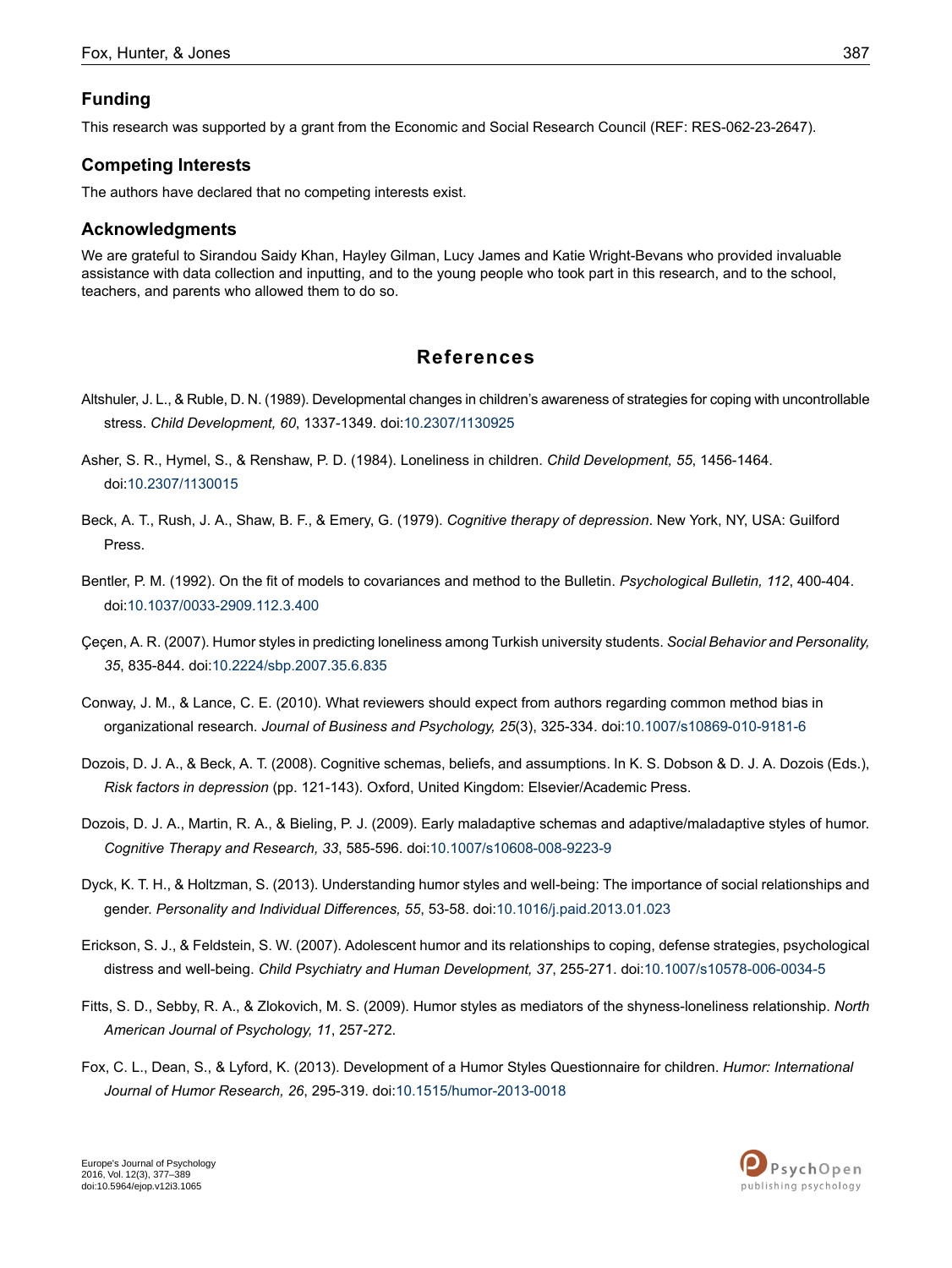## Funding

This research was supported by a grant from the Economic and Social Research Council (REF: RES-062-23-2647).

## Competing Interests

The authors have declared that no competing interests exist.

## Acknowledgments

We are grateful to Sirandou Saidy Khan, Hayley Gilman, Lucy James and Katie Wright-Bevans who provided invaluable assistance with data collection and inputting, and to the young people who took part in this research, and to the school, teachers, and parents who allowed them to do so.

# References

Altshuler, J. L., & Ruble, D. N. (1989). Developmental changes in children's awareness of strategies for coping with uncontrollable stress. *Child Development, 60*, 1337-1349. doi:10.2307/1130925

Asher, S. R., Hymel, S., & Renshaw, P. D. (1984). Loneliness in children. *Child Development, 55*, 1456-1464. doi:10.2307/1130015

Beck, A. T., Rush, J. A., Shaw, B. F., & Emery, G. (1979). *Cognitive therapy of depression*. New York, NY, USA: Guilford Press.

Bentler, P. M. (1992). On the fit of models to covariances and method to the Bulletin. *Psychological Bulletin, 112*, 400-404. doi:10.1037/0033-2909.112.3.400

Çeçen, A. R. (2007). Humor styles in predicting loneliness among Turkish university students. *Social Behavior and Personality, 35*, 835-844. doi:10.2224/sbp.2007.35.6.835

Conway, J. M., & Lance, C. E. (2010). What reviewers should expect from authors regarding common method bias in organizational research. *Journal of Business and Psychology, 25*(3), 325-334. doi:10.1007/s10869-010-9181-6

Dozois, D. J. A., & Beck, A. T. (2008). Cognitive schemas, beliefs, and assumptions. In K. S. Dobson & D. J. A. Dozois (Eds.), *Risk factors in depression* (pp. 121-143). Oxford, United Kingdom: Elsevier/Academic Press.

Dozois, D. J. A., Martin, R. A., & Bieling, P. J. (2009). Early maladaptive schemas and adaptive/maladaptive styles of humor. *Cognitive Therapy and Research, 33*, 585-596. doi:10.1007/s10608-008-9223-9

Dyck, K. T. H., & Holtzman, S. (2013). Understanding humor styles and well-being: The importance of social relationships and gender. *Personality and Individual Differences, 55*, 53-58. doi:10.1016/j.paid.2013.01.023

Erickson, S. J., & Feldstein, S. W. (2007). Adolescent humor and its relationships to coping, defense strategies, psychological distress and well-being. *Child Psychiatry and Human Development, 37*, 255-271. doi:10.1007/s10578-006-0034-5

Fitts, S. D., Sebby, R. A., & Zlokovich, M. S. (2009). Humor styles as mediators of the shyness-loneliness relationship. *North American Journal of Psychology, 11*, 257-272.

Fox, C. L., Dean, S., & Lyford, K. (2013). Development of a Humor Styles Questionnaire for children. *Humor: International Journal of Humor Research, 26*, 295-319. doi:10.1515/humor-2013-0018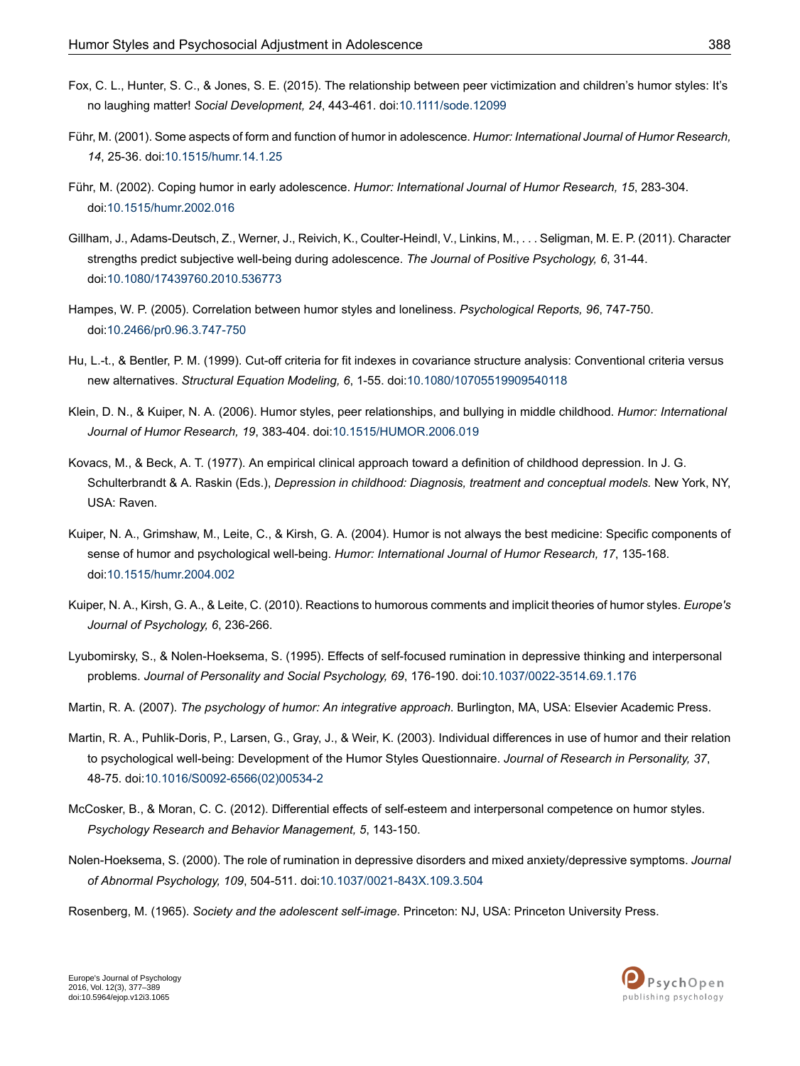Fox, C. L., Hunter, S. C., & Jones, S. E. (2015). The relationship between peer victimization and children's humor styles: It's no laughing matter! *Social Development, 24*, 443-461. doi:10.1111/sode.12099

Führ, M. (2001). Some aspects of form and function of humor in adolescence. *Humor: International Journal of Humor Research, 14*, 25-36. doi:10.1515/humr.14.1.25

Führ, M. (2002). Coping humor in early adolescence. *Humor: International Journal of Humor Research, 15*, 283-304. doi:10.1515/humr.2002.016

Gillham, J., Adams-Deutsch, Z., Werner, J., Reivich, K., Coulter-Heindl, V., Linkins, M., . . . Seligman, M. E. P. (2011). Character strengths predict subjective well-being during adolescence. *The Journal of Positive Psychology, 6*, 31-44. doi:10.1080/17439760.2010.536773

Hampes, W. P. (2005). Correlation between humor styles and loneliness. *Psychological Reports, 96*, 747-750. doi:10.2466/pr0.96.3.747-750

Hu, L.-t., & Bentler, P. M. (1999). Cut-off criteria for fit indexes in covariance structure analysis: Conventional criteria versus new alternatives. *Structural Equation Modeling, 6*, 1-55. doi:10.1080/10705519909540118

Klein, D. N., & Kuiper, N. A. (2006). Humor styles, peer relationships, and bullying in middle childhood. *Humor: International Journal of Humor Research, 19*, 383-404. doi:10.1515/HUMOR.2006.019

Kovacs, M., & Beck, A. T. (1977). An empirical clinical approach toward a definition of childhood depression. In J. G. Schulterbrandt & A. Raskin (Eds.), *Depression in childhood: Diagnosis, treatment and conceptual models*. New York, NY, USA: Raven.

Kuiper, N. A., Grimshaw, M., Leite, C., & Kirsh, G. A. (2004). Humor is not always the best medicine: Specific components of sense of humor and psychological well-being. *Humor: International Journal of Humor Research, 17*, 135-168. doi:10.1515/humr.2004.002

Kuiper, N. A., Kirsh, G. A., & Leite, C. (2010). Reactions to humorous comments and implicit theories of humor styles. *Europe's Journal of Psychology, 6*, 236-266.

Lyubomirsky, S., & Nolen-Hoeksema, S. (1995). Effects of self-focused rumination in depressive thinking and interpersonal problems. *Journal of Personality and Social Psychology, 69*, 176-190. doi:10.1037/0022-3514.69.1.176

Martin, R. A. (2007). *The psychology of humor: An integrative approach*. Burlington, MA, USA: Elsevier Academic Press.

Martin, R. A., Puhlik-Doris, P., Larsen, G., Gray, J., & Weir, K. (2003). Individual differences in use of humor and their relation to psychological well-being: Development of the Humor Styles Questionnaire. *Journal of Research in Personality, 37*, 48-75. doi:10.1016/S0092-6566(02)00534-2

McCosker, B., & Moran, C. C. (2012). Differential effects of self-esteem and interpersonal competence on humor styles. *Psychology Research and Behavior Management, 5*, 143-150.

Nolen-Hoeksema, S. (2000). The role of rumination in depressive disorders and mixed anxiety/depressive symptoms. *Journal of Abnormal Psychology, 109*, 504-511. doi:10.1037/0021-843X.109.3.504

Rosenberg, M. (1965). *Society and the adolescent self-image*. Princeton: NJ, USA: Princeton University Press.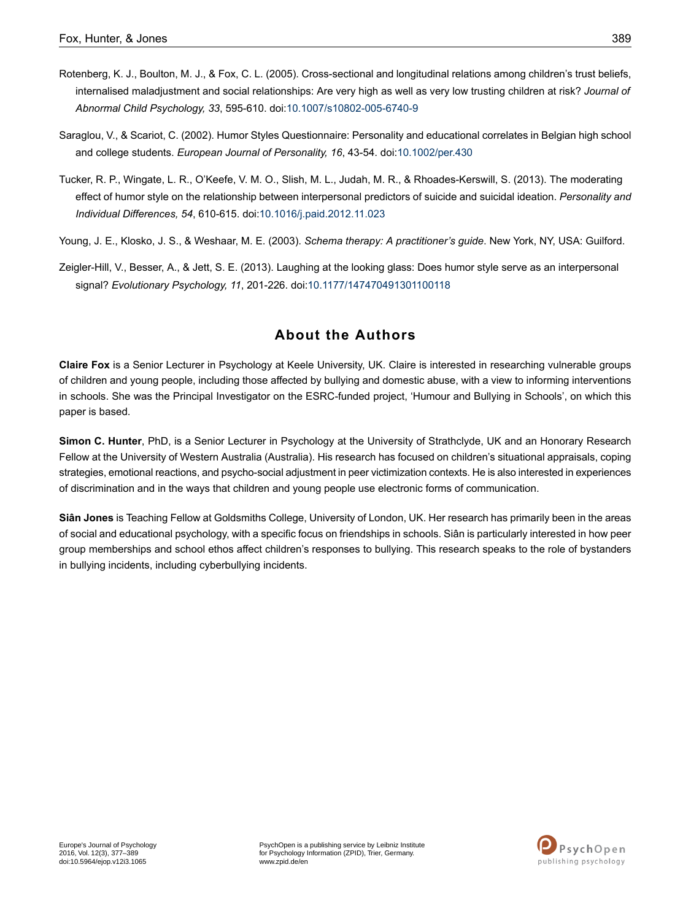Rotenberg, K. J., Boulton, M. J., & Fox, C. L. (2005). Cross-sectional and longitudinal relations among children's trust beliefs, internalised maladjustment and social relationships: Are very high as well as very low trusting children at risk? *Journal of Abnormal Child Psychology, 33*, 595-610. doi:10.1007/s10802-005-6740-9

Saraglou, V., & Scariot, C. (2002). Humor Styles Questionnaire: Personality and educational correlates in Belgian high school and college students. *European Journal of Personality, 16*, 43-54. doi:10.1002/per.430

Tucker, R. P., Wingate, L. R., O'Keefe, V. M. O., Slish, M. L., Judah, M. R., & Rhoades-Kerswill, S. (2013). The moderating effect of humor style on the relationship between interpersonal predictors of suicide and suicidal ideation. *Personality and Individual Differences, 54*, 610-615. doi:10.1016/j.paid.2012.11.023

Young, J. E., Klosko, J. S., & Weshaar, M. E. (2003). *Schema therapy: A practitioner's guide*. New York, NY, USA: Guilford.

Zeigler-Hill, V., Besser, A., & Jett, S. E. (2013). Laughing at the looking glass: Does humor style serve as an interpersonal signal? *Evolutionary Psychology, 11*, 201-226. doi:10.1177/147470491301100118

## About the Authors

**Claire Fox** is a Senior Lecturer in Psychology at Keele University, UK. Claire is interested in researching vulnerable groups of children and young people, including those affected by bullying and domestic abuse, with a view to informing interventions in schools. She was the Principal Investigator on the ESRC-funded project, 'Humour and Bullying in Schools', on which this paper is based.

**Simon C. Hunter**, PhD, is a Senior Lecturer in Psychology at the University of Strathclyde, UK and an Honorary Research Fellow at the University of Western Australia (Australia). His research has focused on children's situational appraisals, coping strategies, emotional reactions, and psycho-social adjustment in peer victimization contexts. He is also interested in experiences of discrimination and in the ways that children and young people use electronic forms of communication.

**Siân Jones** is Teaching Fellow at Goldsmiths College, University of London, UK. Her research has primarily been in the areas of social and educational psychology, with a specific focus on friendships in schools. Siân is particularly interested in how peer group memberships and school ethos affect children's responses to bullying. This research speaks to the role of bystanders in bullying incidents, including cyberbullying incidents.